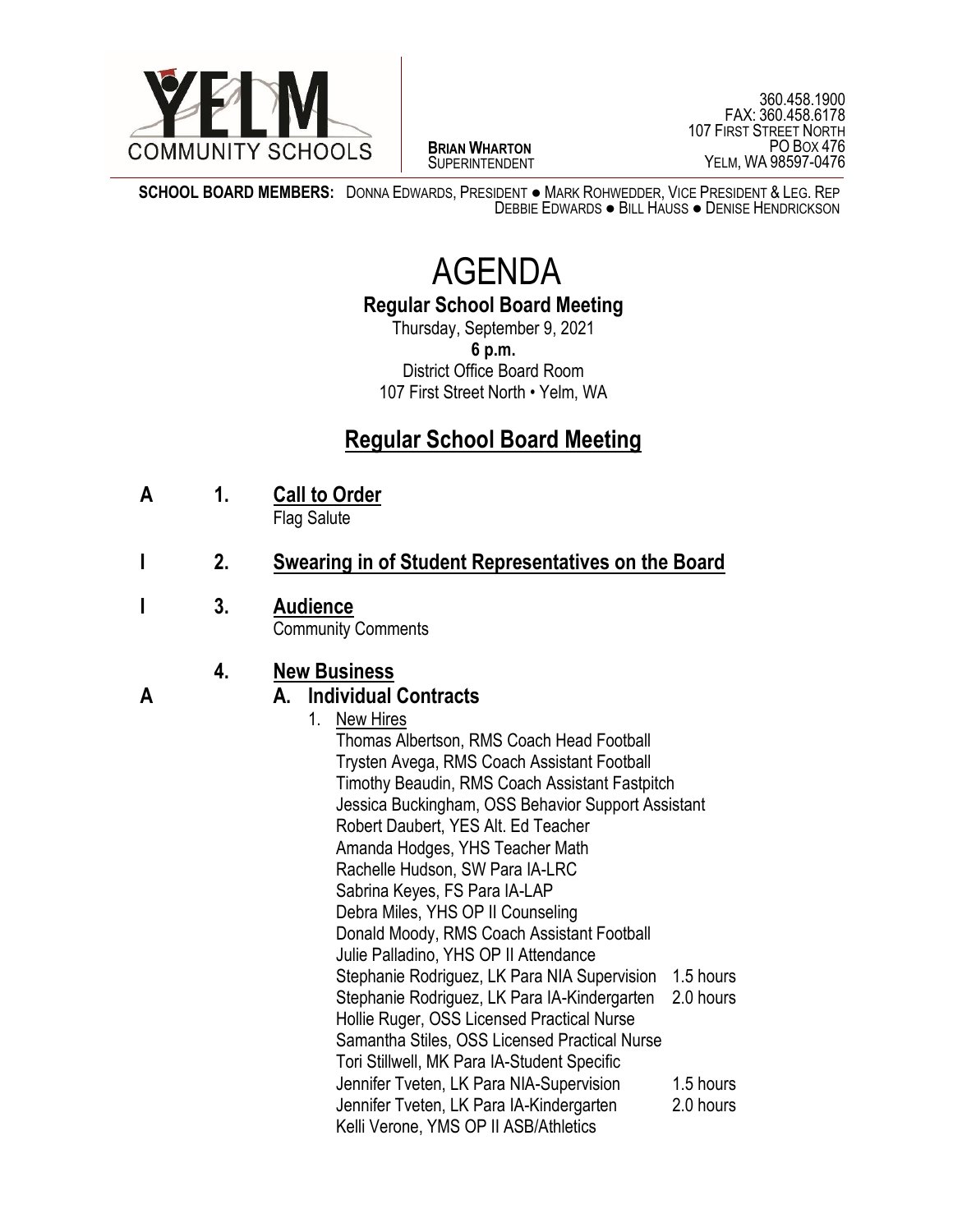YELM COMMUNITY SCHOOLS

**BRIAN WHARTON**
SUPERINTENDENT

360.458.1900
FAX: 360.458.6178
107 FIRST STREET NORTH
PO BOX 476
YELM, WA 98597-0476

**SCHOOL BOARD MEMBERS:** DONNA EDWARDS, PRESIDENT ● MARK ROHWEDDER, VICE PRESIDENT & LEG. REP
DEBBIE EDWARDS ● BILL HAUSS ● DENISE HENDRICKSON

# AGENDA

**Regular School Board Meeting**

Thursday, September 9, 2021
**6 p.m.**
District Office Board Room
107 First Street North • Yelm, WA

## Regular School Board Meeting

**A 1. Call to Order**
Flag Salute

**I 2. Swearing in of Student Representatives on the Board**

**I 3. Audience**
Community Comments

**4. New Business**

**A A. Individual Contracts**

1. New Hires
   - Thomas Albertson, RMS Coach Head Football
   - Trysten Avega, RMS Coach Assistant Football
   - Timothy Beaudin, RMS Coach Assistant Fastpitch
   - Jessica Buckingham, OSS Behavior Support Assistant
   - Robert Daubert, YES Alt. Ed Teacher
   - Amanda Hodges, YHS Teacher Math
   - Rachelle Hudson, SW Para IA-LRC
   - Sabrina Keyes, FS Para IA-LAP
   - Debra Miles, YHS OP II Counseling
   - Donald Moody, RMS Coach Assistant Football
   - Julie Palladino, YHS OP II Attendance
   - Stephanie Rodriguez, LK Para NIA Supervision 1.5 hours
   - Stephanie Rodriguez, LK Para IA-Kindergarten 2.0 hours
   - Hollie Ruger, OSS Licensed Practical Nurse
   - Samantha Stiles, OSS Licensed Practical Nurse
   - Tori Stillwell, MK Para IA-Student Specific
   - Jennifer Tveten, LK Para NIA-Supervision 1.5 hours
   - Jennifer Tveten, LK Para IA-Kindergarten 2.0 hours
   - Kelli Verone, YMS OP II ASB/Athletics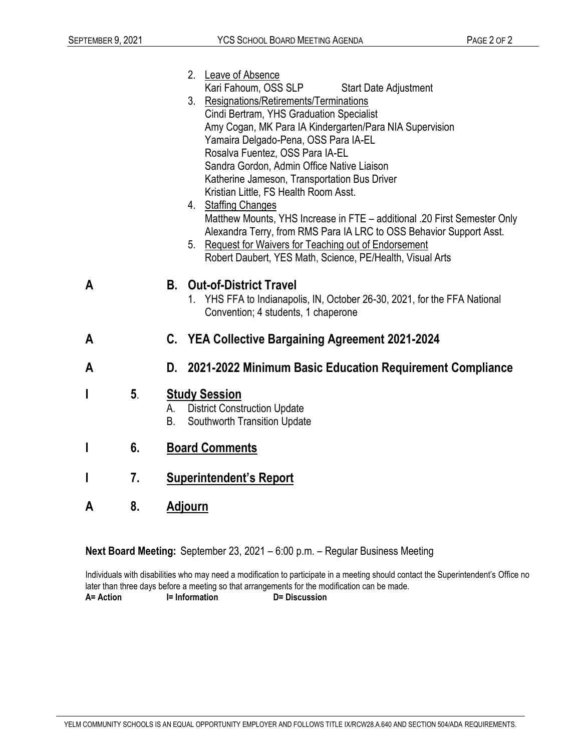2. Leave of Absence
   Kari Fahoum, OSS SLP Start Date Adjustment
3. Resignations/Retirements/Terminations
   Cindi Bertram, YHS Graduation Specialist
   Amy Cogan, MK Para IA Kindergarten/Para NIA Supervision
   Yamaira Delgado-Pena, OSS Para IA-EL
   Rosalva Fuentez, OSS Para IA-EL
   Sandra Gordon, Admin Office Native Liaison
   Katherine Jameson, Transportation Bus Driver
   Kristian Little, FS Health Room Asst.
4. Staffing Changes
   Matthew Mounts, YHS Increase in FTE – additional .20 First Semester Only
   Alexandra Terry, from RMS Para IA LRC to OSS Behavior Support Asst.
5. Request for Waivers for Teaching out of Endorsement
   Robert Daubert, YES Math, Science, PE/Health, Visual Arts

**A** **B. Out-of-District Travel**

1. YHS FFA to Indianapolis, IN, October 26-30, 2021, for the FFA National Convention; 4 students, 1 chaperone

**A** **C. YEA Collective Bargaining Agreement 2021-2024**

**A** **D. 2021-2022 Minimum Basic Education Requirement Compliance**

**I** **5. Study Session**

A. District Construction Update
B. Southworth Transition Update

**I** **6. Board Comments**

**I** **7. Superintendent's Report**

**A** **8. Adjourn**

**Next Board Meeting:** September 23, 2021 – 6:00 p.m. – Regular Business Meeting

Individuals with disabilities who may need a modification to participate in a meeting should contact the Superintendent's Office no later than three days before a meeting so that arrangements for the modification can be made.

**A= Action** **I= Information** **D= Discussion**

YELM COMMUNITY SCHOOLS IS AN EQUAL OPPORTUNITY EMPLOYER AND FOLLOWS TITLE IX/RCW28.A.640 AND SECTION 504/ADA REQUIREMENTS.